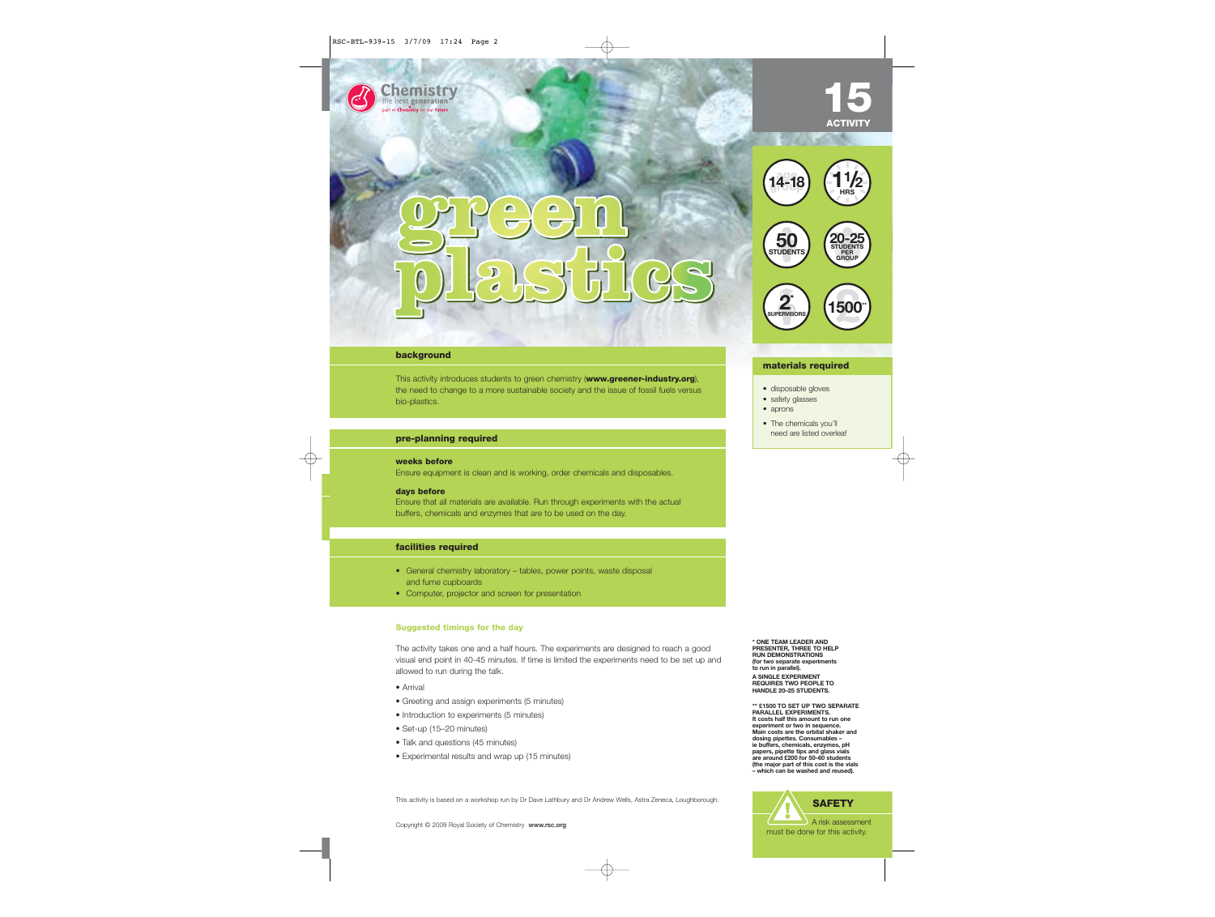# green plastics

## 15 ACTIVITY

- 14-18
- 1½ HRS
- 50 STUDENTS
- 20-25 STUDENTS PER GROUP
- 2* SUPERVISORS
- 1500**

## background

This activity introduces students to green chemistry (**www.greener-industry.org**), the need to change to a more sustainable society and the issue of fossil fuels versus bio-plastics.

## pre-planning required

**weeks before**
Ensure equipment is clean and is working, order chemicals and disposables.

**days before**
Ensure that all materials are available. Run through experiments with the actual buffers, chemicals and enzymes that are to be used on the day.

## facilities required

- General chemistry laboratory – tables, power points, waste disposal and fume cupboards
- Computer, projector and screen for presentation

## materials required

- disposable gloves
- safety glasses
- aprons
- The chemicals you'll need are listed overleaf

### Suggested timings for the day

The activity takes one and a half hours. The experiments are designed to reach a good visual end point in 40-45 minutes. If time is limited the experiments need to be set up and allowed to run during the talk.

- Arrival
- Greeting and assign experiments (5 minutes)
- Introduction to experiments (5 minutes)
- Set-up (15–20 minutes)
- Talk and questions (45 minutes)
- Experimental results and wrap up (15 minutes)

\* ONE TEAM LEADER AND PRESENTER, THREE TO HELP RUN DEMONSTRATIONS (for two separate experiments to run in parallel).
A SINGLE EXPERIMENT REQUIRES TWO PEOPLE TO HANDLE 20–25 STUDENTS.

\*\* £1500 TO SET UP TWO SEPARATE PARALLEL EXPERIMENTS.
It costs half this amount to run one experiment or two in sequence.
Main costs are the orbital shaker and dosing pipettes. Consumables – ie buffers, chemicals, enzymes, pH papers, pipette tips and glass vials are around £200 for 50–60 students (the major part of this cost is the vials – which can be washed and reused).

This activity is based on a workshop run by Dr Dave Lathbury and Dr Andrew Wells, Astra Zeneca, Loughborough.

**SAFETY**
A risk assessment must be done for this activity.

Copyright © 2009 Royal Society of Chemistry **www.rsc.org**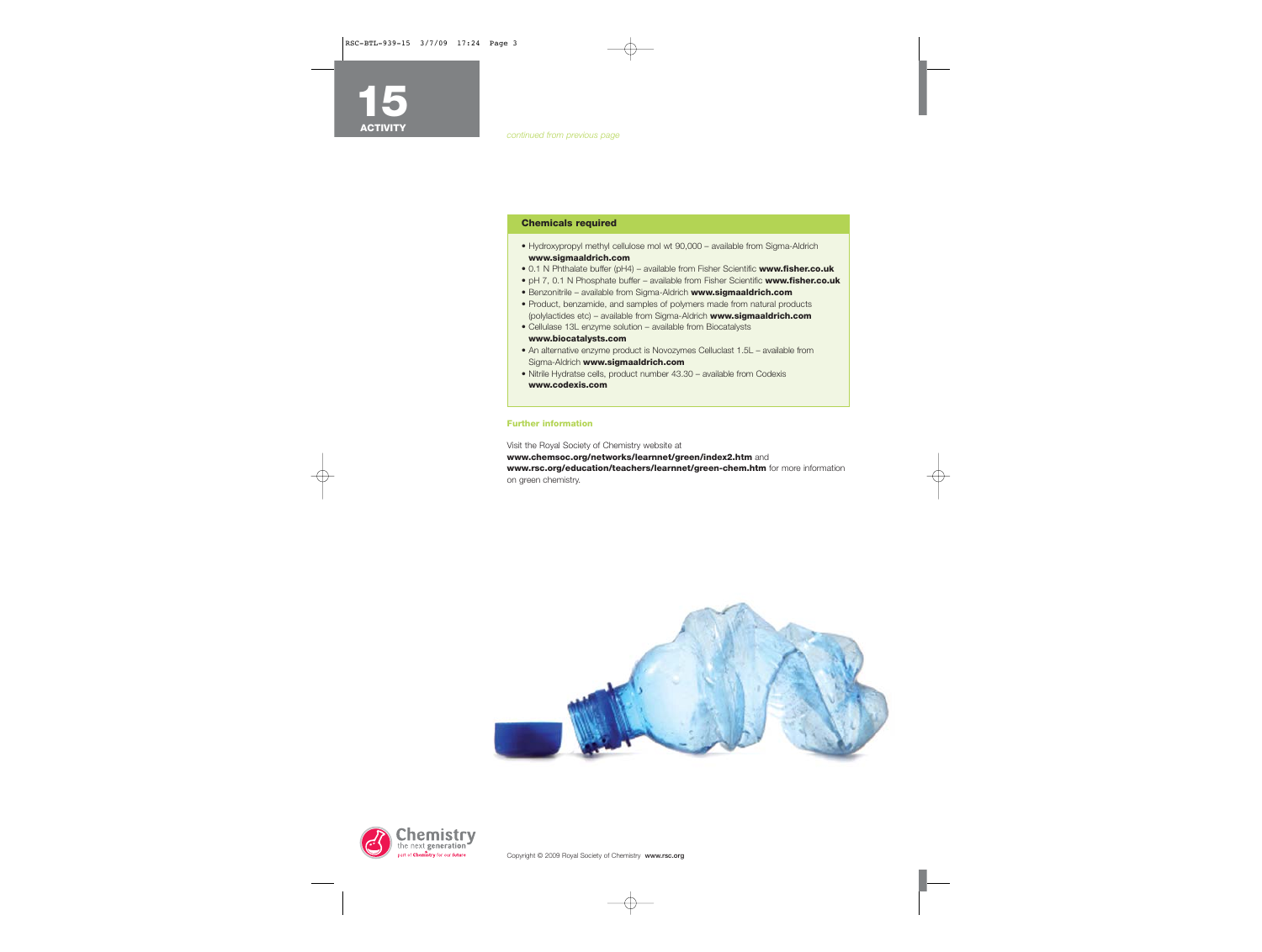# 15 ACTIVITY

*continued from previous page*

**Chemicals required**

- Hydroxypropyl methyl cellulose mol wt 90,000 – available from Sigma-Aldrich **www.sigmaaldrich.com**
- 0.1 N Phthalate buffer (pH4) – available from Fisher Scientific **www.fisher.co.uk**
- pH 7, 0.1 N Phosphate buffer – available from Fisher Scientific **www.fisher.co.uk**
- Benzonitrile – available from Sigma-Aldrich **www.sigmaaldrich.com**
- Product, benzamide, and samples of polymers made from natural products (polylactides etc) – available from Sigma-Aldrich **www.sigmaaldrich.com**
- Cellulase 13L enzyme solution – available from Biocatalysts **www.biocatalysts.com**
- An alternative enzyme product is Novozymes Celluclast 1.5L – available from Sigma-Aldrich **www.sigmaaldrich.com**
- Nitrile Hydratse cells, product number 43.30 – available from Codexis **www.codexis.com**

**Further information**

Visit the Royal Society of Chemistry website at **www.chemsoc.org/networks/learnnet/green/index2.htm** and **www.rsc.org/education/teachers/learnnet/green-chem.htm** for more information on green chemistry.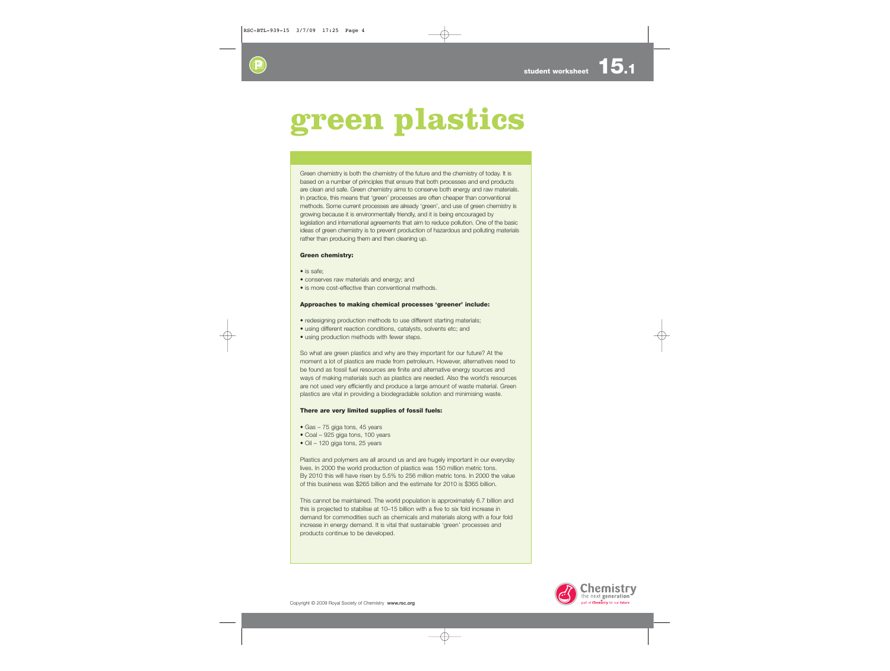# green plastics

Green chemistry is both the chemistry of the future and the chemistry of today. It is based on a number of principles that ensure that both processes and end products are clean and safe. Green chemistry aims to conserve both energy and raw materials. In practice, this means that 'green' processes are often cheaper than conventional methods. Some current processes are already 'green', and use of green chemistry is growing because it is environmentally friendly, and it is being encouraged by legislation and international agreements that aim to reduce pollution. One of the basic ideas of green chemistry is to prevent production of hazardous and polluting materials rather than producing them and then cleaning up.

**Green chemistry:**

- is safe;
- conserves raw materials and energy; and
- is more cost-effective than conventional methods.

**Approaches to making chemical processes 'greener' include:**

- redesigning production methods to use different starting materials;
- using different reaction conditions, catalysts, solvents etc; and
- using production methods with fewer steps.

So what are green plastics and why are they important for our future? At the moment a lot of plastics are made from petroleum. However, alternatives need to be found as fossil fuel resources are finite and alternative energy sources and ways of making materials such as plastics are needed. Also the world's resources are not used very efficiently and produce a large amount of waste material. Green plastics are vital in providing a biodegradable solution and minimising waste.

**There are very limited supplies of fossil fuels:**

- Gas – 75 giga tons, 45 years
- Coal – 925 giga tons, 100 years
- Oil – 120 giga tons, 25 years

Plastics and polymers are all around us and are hugely important in our everyday lives. In 2000 the world production of plastics was 150 million metric tons. By 2010 this will have risen by 5.5% to 256 million metric tons. In 2000 the value of this business was \$265 billion and the estimate for 2010 is \$365 billion.

This cannot be maintained. The world population is approximately 6.7 billion and this is projected to stabilise at 10–15 billion with a five to six fold increase in demand for commodities such as chemicals and materials along with a four fold increase in energy demand. It is vital that sustainable 'green' processes and products continue to be developed.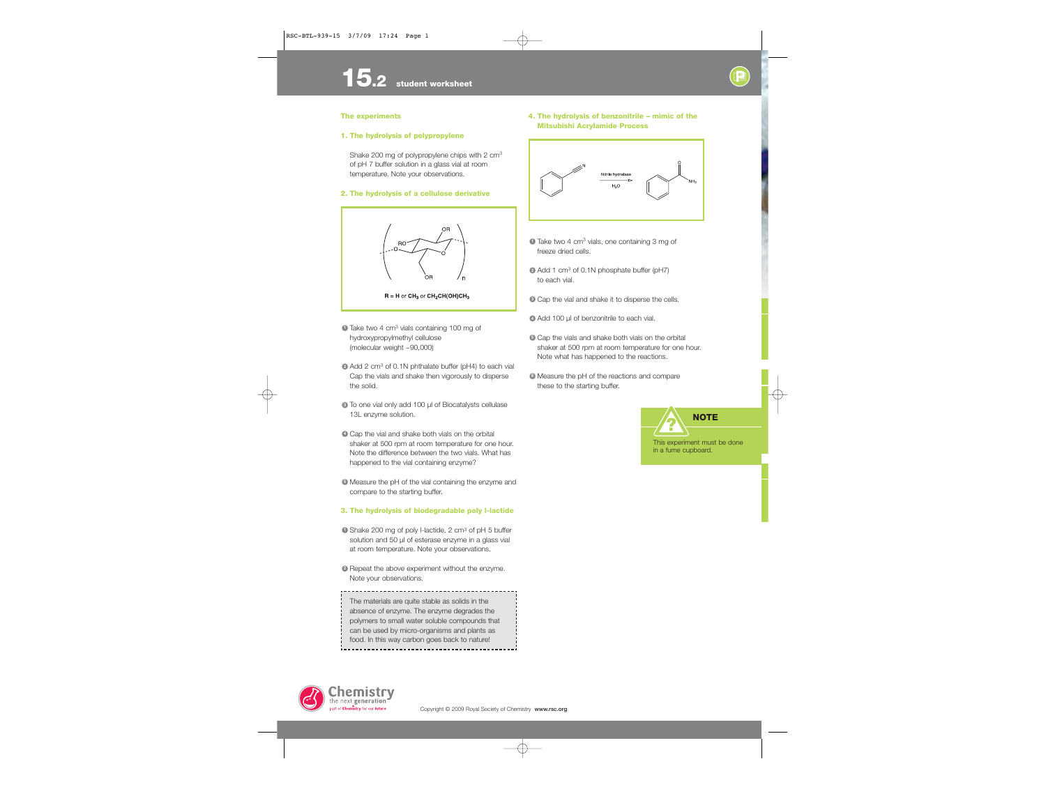# 15.2 student worksheet

## The experiments

### 1. The hydrolysis of polypropylene

Shake 200 mg of polypropylene chips with 2 $cm^3$ of pH 7 buffer solution in a glass vial at room temperature. Note your observations.

### 2. The hydrolysis of a cellulose derivative

R = H or $CH_3$ or $CH_2CH(OH)CH_3$

1. Take two 4 $cm^3$ vials containing 100 mg of hydroxypropylmethyl cellulose (molecular weight ~90,000)
2. Add 2 $cm^3$ of 0.1N phthalate buffer (pH4) to each vial Cap the vials and shake then vigorously to disperse the solid.
3. To one vial only add 100 µl of Biocatalysts cellulase 13L enzyme solution.
4. Cap the vial and shake both vials on the orbital shaker at 500 rpm at room temperature for one hour. Note the difference between the two vials. What has happened to the vial containing enzyme?
5. Measure the pH of the vial containing the enzyme and compare to the starting buffer.

### 3. The hydrolysis of biodegradable poly l-lactide

1. Shake 200 mg of poly l-lactide, 2 $cm^3$ of pH 5 buffer solution and 50 µl of esterase enzyme in a glass vial at room temperature. Note your observations.
2. Repeat the above experiment without the enzyme. Note your observations.

The materials are quite stable as solids in the absence of enzyme. The enzyme degrades the polymers to small water soluble compounds that can be used by micro-organisms and plants as food. In this way carbon goes back to nature!

### 4. The hydrolysis of benzonitrile – mimic of the Mitsubishi Acrylamide Process

Nitrile hydratase

$H_2O$

1. Take two 4 $cm^3$ vials, one containing 3 mg of freeze dried cells.
2. Add 1 $cm^3$ of 0.1N phosphate buffer (pH7) to each vial.
3. Cap the vial and shake it to disperse the cells.
4. Add 100 µl of benzonitrile to each vial.
5. Cap the vials and shake both vials on the orbital shaker at 500 rpm at room temperature for one hour. Note what has happened to the reactions.
6. Measure the pH of the reactions and compare these to the starting buffer.

**NOTE**

This experiment must be done in a fume cupboard.

Copyright © 2009 Royal Society of Chemistry **www.rsc.org**